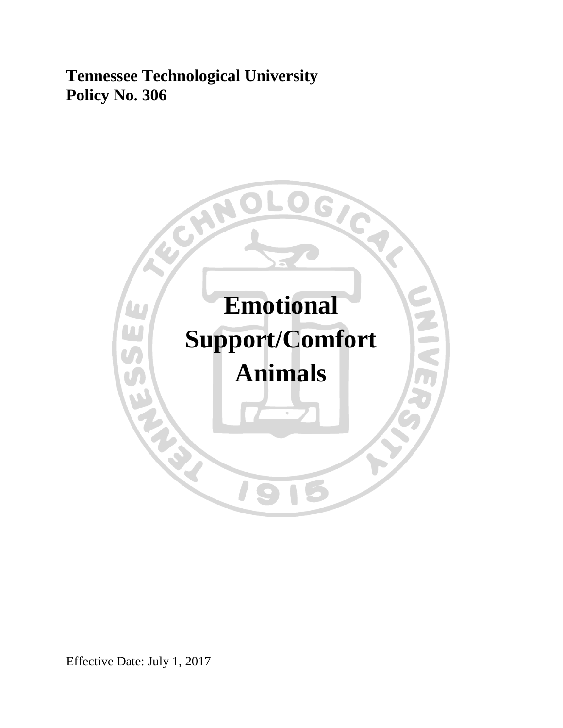**Tennessee Technological University**
**Policy No. 306**

# Emotional Support/Comfort Animals

Effective Date: July 1, 2017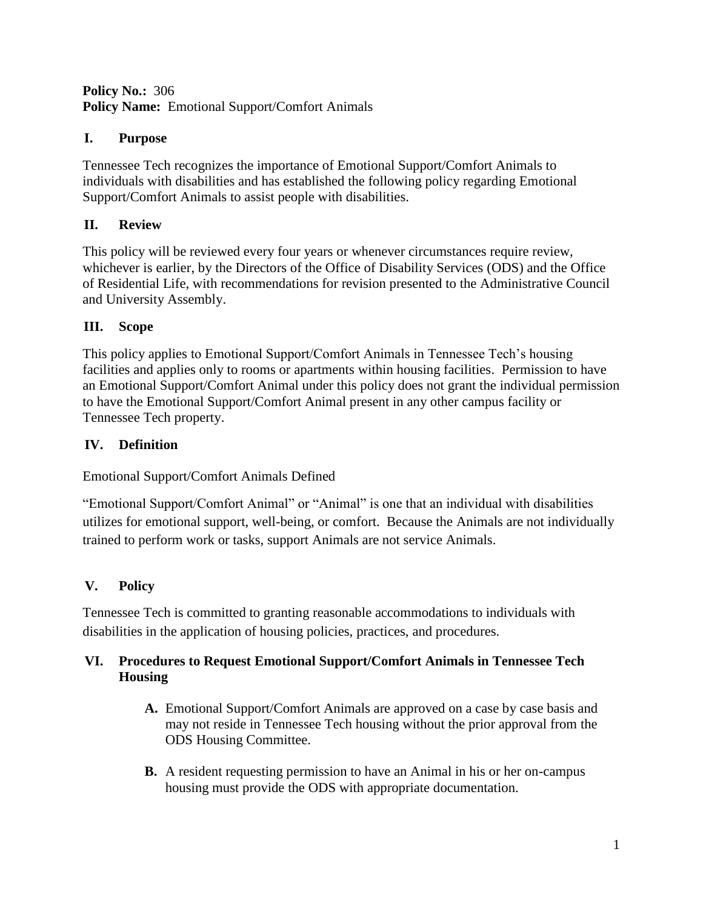**Policy No.:** 306
**Policy Name:** Emotional Support/Comfort Animals

## I. Purpose

Tennessee Tech recognizes the importance of Emotional Support/Comfort Animals to individuals with disabilities and has established the following policy regarding Emotional Support/Comfort Animals to assist people with disabilities.

## II. Review

This policy will be reviewed every four years or whenever circumstances require review, whichever is earlier, by the Directors of the Office of Disability Services (ODS) and the Office of Residential Life, with recommendations for revision presented to the Administrative Council and University Assembly.

## III. Scope

This policy applies to Emotional Support/Comfort Animals in Tennessee Tech's housing facilities and applies only to rooms or apartments within housing facilities. Permission to have an Emotional Support/Comfort Animal under this policy does not grant the individual permission to have the Emotional Support/Comfort Animal present in any other campus facility or Tennessee Tech property.

## IV. Definition

Emotional Support/Comfort Animals Defined

"Emotional Support/Comfort Animal" or "Animal" is one that an individual with disabilities utilizes for emotional support, well-being, or comfort. Because the Animals are not individually trained to perform work or tasks, support Animals are not service Animals.

## V. Policy

Tennessee Tech is committed to granting reasonable accommodations to individuals with disabilities in the application of housing policies, practices, and procedures.

## VI. Procedures to Request Emotional Support/Comfort Animals in Tennessee Tech Housing

**A.** Emotional Support/Comfort Animals are approved on a case by case basis and may not reside in Tennessee Tech housing without the prior approval from the ODS Housing Committee.

**B.** A resident requesting permission to have an Animal in his or her on-campus housing must provide the ODS with appropriate documentation.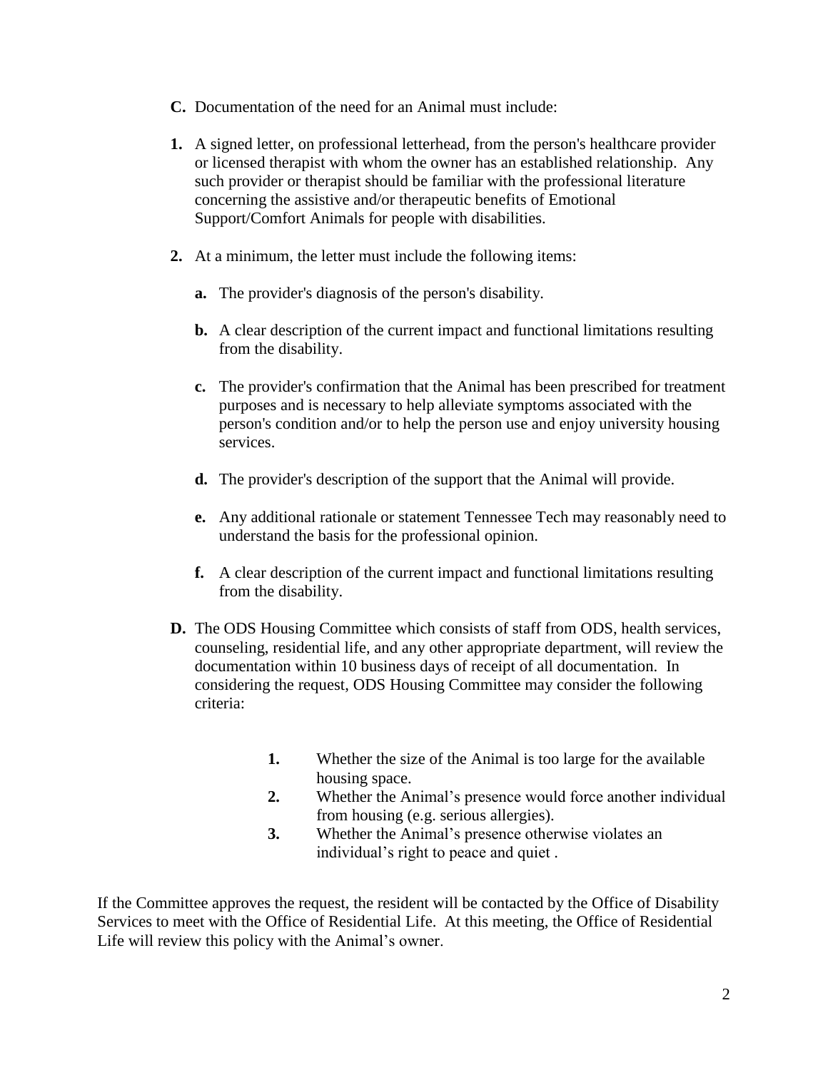**C.** Documentation of the need for an Animal must include:

**1.** A signed letter, on professional letterhead, from the person's healthcare provider or licensed therapist with whom the owner has an established relationship. Any such provider or therapist should be familiar with the professional literature concerning the assistive and/or therapeutic benefits of Emotional Support/Comfort Animals for people with disabilities.

**2.** At a minimum, the letter must include the following items:

- **a.** The provider's diagnosis of the person's disability.
- **b.** A clear description of the current impact and functional limitations resulting from the disability.
- **c.** The provider's confirmation that the Animal has been prescribed for treatment purposes and is necessary to help alleviate symptoms associated with the person's condition and/or to help the person use and enjoy university housing services.
- **d.** The provider's description of the support that the Animal will provide.
- **e.** Any additional rationale or statement Tennessee Tech may reasonably need to understand the basis for the professional opinion.
- **f.** A clear description of the current impact and functional limitations resulting from the disability.

**D.** The ODS Housing Committee which consists of staff from ODS, health services, counseling, residential life, and any other appropriate department, will review the documentation within 10 business days of receipt of all documentation. In considering the request, ODS Housing Committee may consider the following criteria:

1. Whether the size of the Animal is too large for the available housing space.
2. Whether the Animal's presence would force another individual from housing (e.g. serious allergies).
3. Whether the Animal's presence otherwise violates an individual's right to peace and quiet .

If the Committee approves the request, the resident will be contacted by the Office of Disability Services to meet with the Office of Residential Life. At this meeting, the Office of Residential Life will review this policy with the Animal's owner.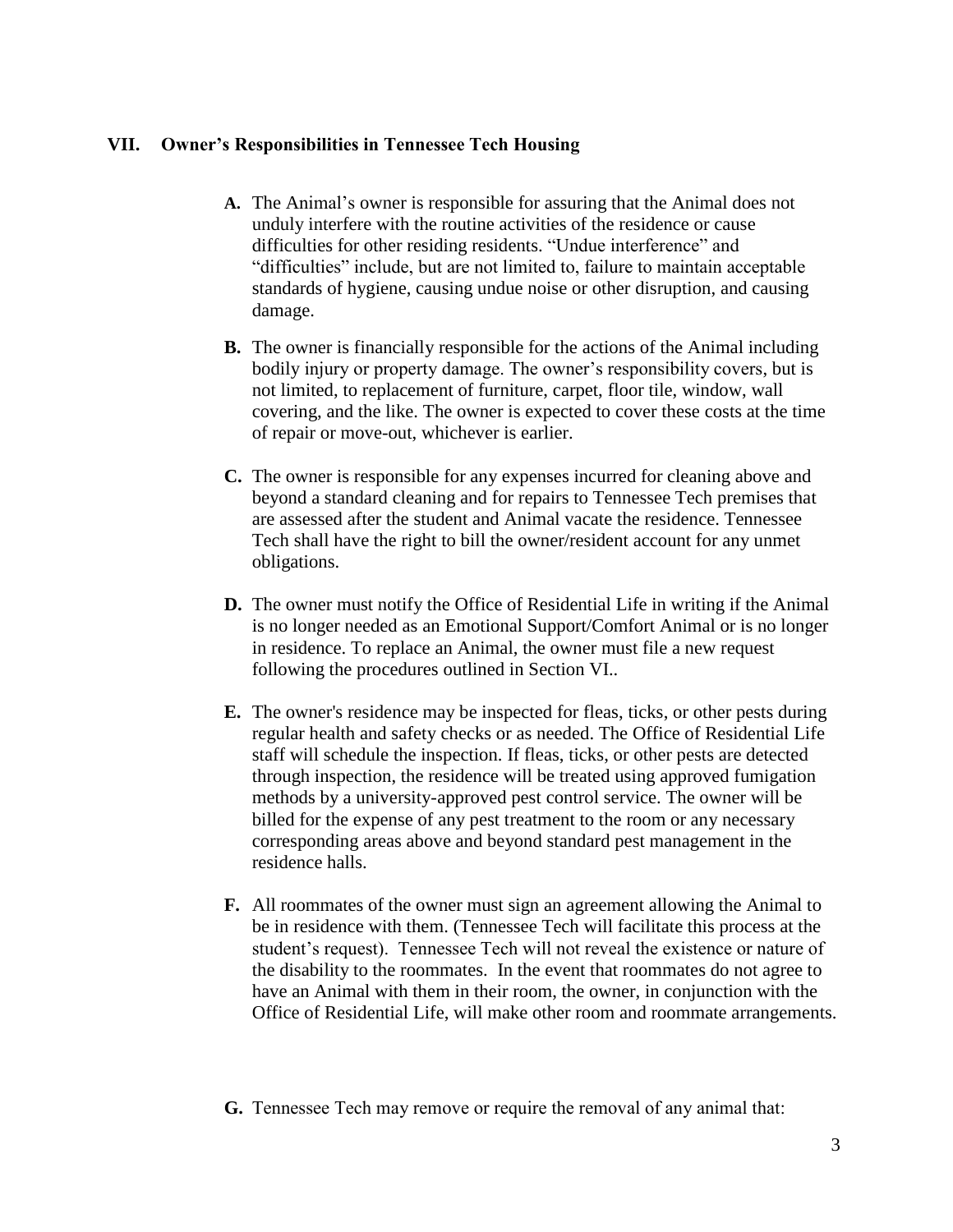## VII. Owner's Responsibilities in Tennessee Tech Housing

**A.** The Animal's owner is responsible for assuring that the Animal does not unduly interfere with the routine activities of the residence or cause difficulties for other residing residents. "Undue interference" and "difficulties" include, but are not limited to, failure to maintain acceptable standards of hygiene, causing undue noise or other disruption, and causing damage.

**B.** The owner is financially responsible for the actions of the Animal including bodily injury or property damage. The owner's responsibility covers, but is not limited, to replacement of furniture, carpet, floor tile, window, wall covering, and the like. The owner is expected to cover these costs at the time of repair or move-out, whichever is earlier.

**C.** The owner is responsible for any expenses incurred for cleaning above and beyond a standard cleaning and for repairs to Tennessee Tech premises that are assessed after the student and Animal vacate the residence. Tennessee Tech shall have the right to bill the owner/resident account for any unmet obligations.

**D.** The owner must notify the Office of Residential Life in writing if the Animal is no longer needed as an Emotional Support/Comfort Animal or is no longer in residence. To replace an Animal, the owner must file a new request following the procedures outlined in Section VI..

**E.** The owner's residence may be inspected for fleas, ticks, or other pests during regular health and safety checks or as needed. The Office of Residential Life staff will schedule the inspection. If fleas, ticks, or other pests are detected through inspection, the residence will be treated using approved fumigation methods by a university-approved pest control service. The owner will be billed for the expense of any pest treatment to the room or any necessary corresponding areas above and beyond standard pest management in the residence halls.

**F.** All roommates of the owner must sign an agreement allowing the Animal to be in residence with them. (Tennessee Tech will facilitate this process at the student's request). Tennessee Tech will not reveal the existence or nature of the disability to the roommates. In the event that roommates do not agree to have an Animal with them in their room, the owner, in conjunction with the Office of Residential Life, will make other room and roommate arrangements.

**G.** Tennessee Tech may remove or require the removal of any animal that: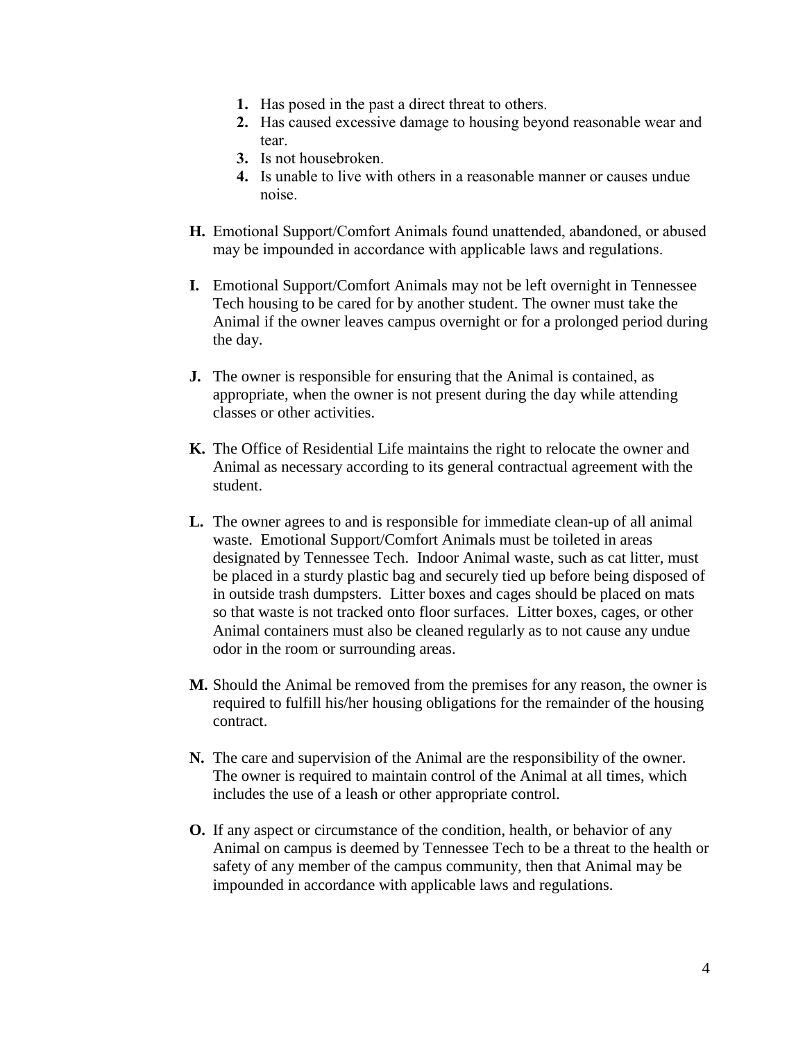1. Has posed in the past a direct threat to others.
2. Has caused excessive damage to housing beyond reasonable wear and tear.
3. Is not housebroken.
4. Is unable to live with others in a reasonable manner or causes undue noise.

**H.** Emotional Support/Comfort Animals found unattended, abandoned, or abused may be impounded in accordance with applicable laws and regulations.

**I.** Emotional Support/Comfort Animals may not be left overnight in Tennessee Tech housing to be cared for by another student. The owner must take the Animal if the owner leaves campus overnight or for a prolonged period during the day.

**J.** The owner is responsible for ensuring that the Animal is contained, as appropriate, when the owner is not present during the day while attending classes or other activities.

**K.** The Office of Residential Life maintains the right to relocate the owner and Animal as necessary according to its general contractual agreement with the student.

**L.** The owner agrees to and is responsible for immediate clean-up of all animal waste. Emotional Support/Comfort Animals must be toileted in areas designated by Tennessee Tech. Indoor Animal waste, such as cat litter, must be placed in a sturdy plastic bag and securely tied up before being disposed of in outside trash dumpsters. Litter boxes and cages should be placed on mats so that waste is not tracked onto floor surfaces. Litter boxes, cages, or other Animal containers must also be cleaned regularly as to not cause any undue odor in the room or surrounding areas.

**M.** Should the Animal be removed from the premises for any reason, the owner is required to fulfill his/her housing obligations for the remainder of the housing contract.

**N.** The care and supervision of the Animal are the responsibility of the owner. The owner is required to maintain control of the Animal at all times, which includes the use of a leash or other appropriate control.

**O.** If any aspect or circumstance of the condition, health, or behavior of any Animal on campus is deemed by Tennessee Tech to be a threat to the health or safety of any member of the campus community, then that Animal may be impounded in accordance with applicable laws and regulations.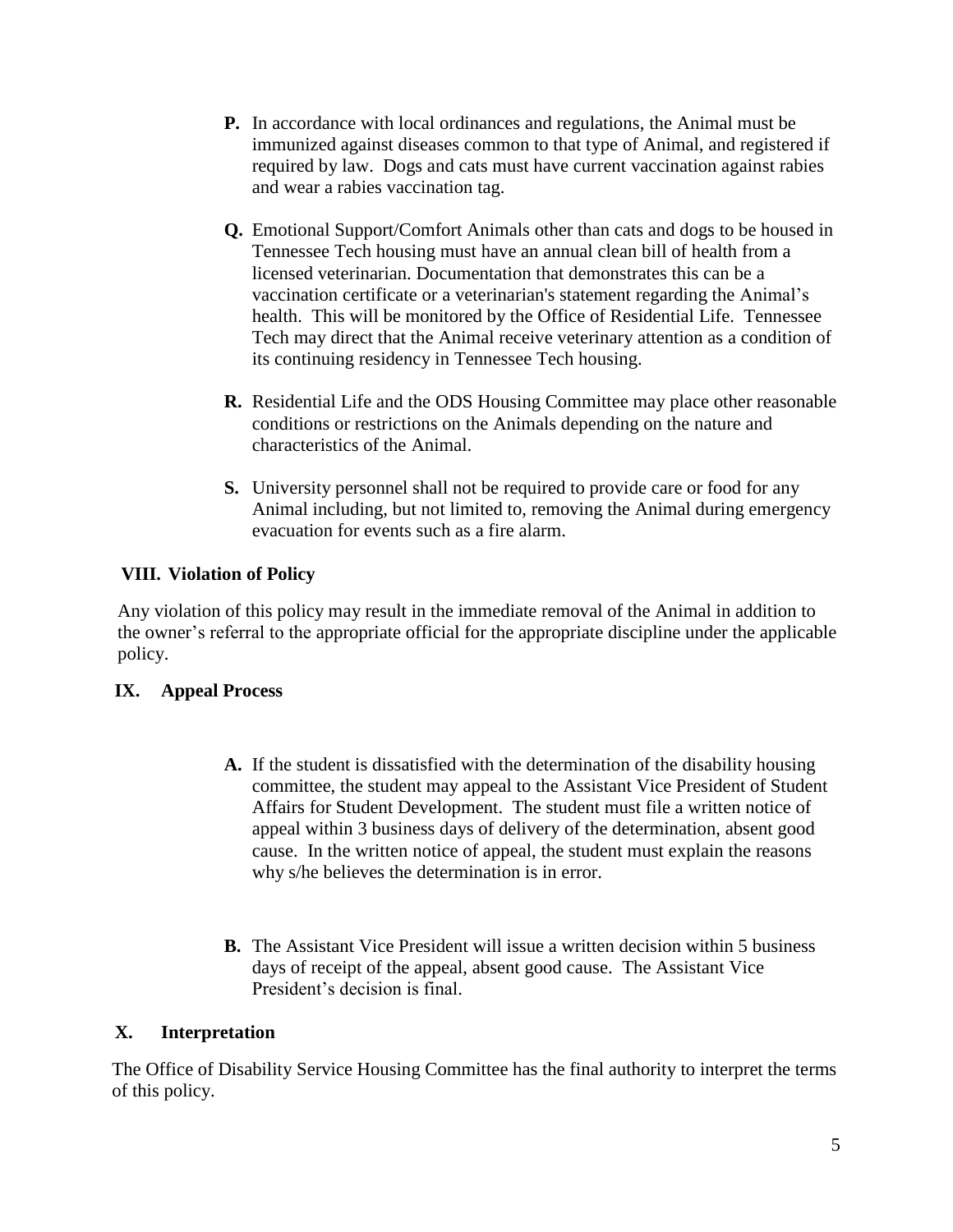**P.** In accordance with local ordinances and regulations, the Animal must be immunized against diseases common to that type of Animal, and registered if required by law. Dogs and cats must have current vaccination against rabies and wear a rabies vaccination tag.

**Q.** Emotional Support/Comfort Animals other than cats and dogs to be housed in Tennessee Tech housing must have an annual clean bill of health from a licensed veterinarian. Documentation that demonstrates this can be a vaccination certificate or a veterinarian's statement regarding the Animal's health. This will be monitored by the Office of Residential Life. Tennessee Tech may direct that the Animal receive veterinary attention as a condition of its continuing residency in Tennessee Tech housing.

**R.** Residential Life and the ODS Housing Committee may place other reasonable conditions or restrictions on the Animals depending on the nature and characteristics of the Animal.

**S.** University personnel shall not be required to provide care or food for any Animal including, but not limited to, removing the Animal during emergency evacuation for events such as a fire alarm.

## VIII. Violation of Policy

Any violation of this policy may result in the immediate removal of the Animal in addition to the owner's referral to the appropriate official for the appropriate discipline under the applicable policy.

## IX. Appeal Process

**A.** If the student is dissatisfied with the determination of the disability housing committee, the student may appeal to the Assistant Vice President of Student Affairs for Student Development. The student must file a written notice of appeal within 3 business days of delivery of the determination, absent good cause. In the written notice of appeal, the student must explain the reasons why s/he believes the determination is in error.

**B.** The Assistant Vice President will issue a written decision within 5 business days of receipt of the appeal, absent good cause. The Assistant Vice President's decision is final.

## X. Interpretation

The Office of Disability Service Housing Committee has the final authority to interpret the terms of this policy.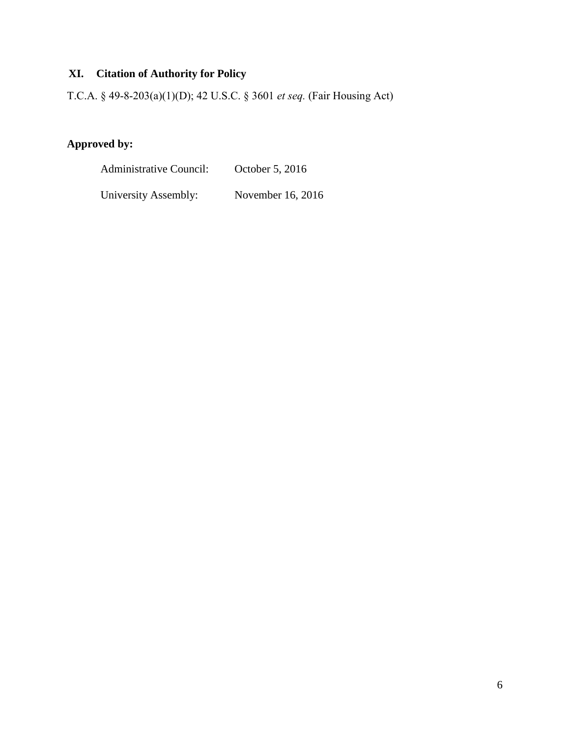## XI. Citation of Authority for Policy

T.C.A. § 49-8-203(a)(1)(D); 42 U.S.C. § 3601 *et seq.* (Fair Housing Act)

**Approved by:**

| | |
|---|---|
| Administrative Council: | October 5, 2016 |
| University Assembly: | November 16, 2016 |